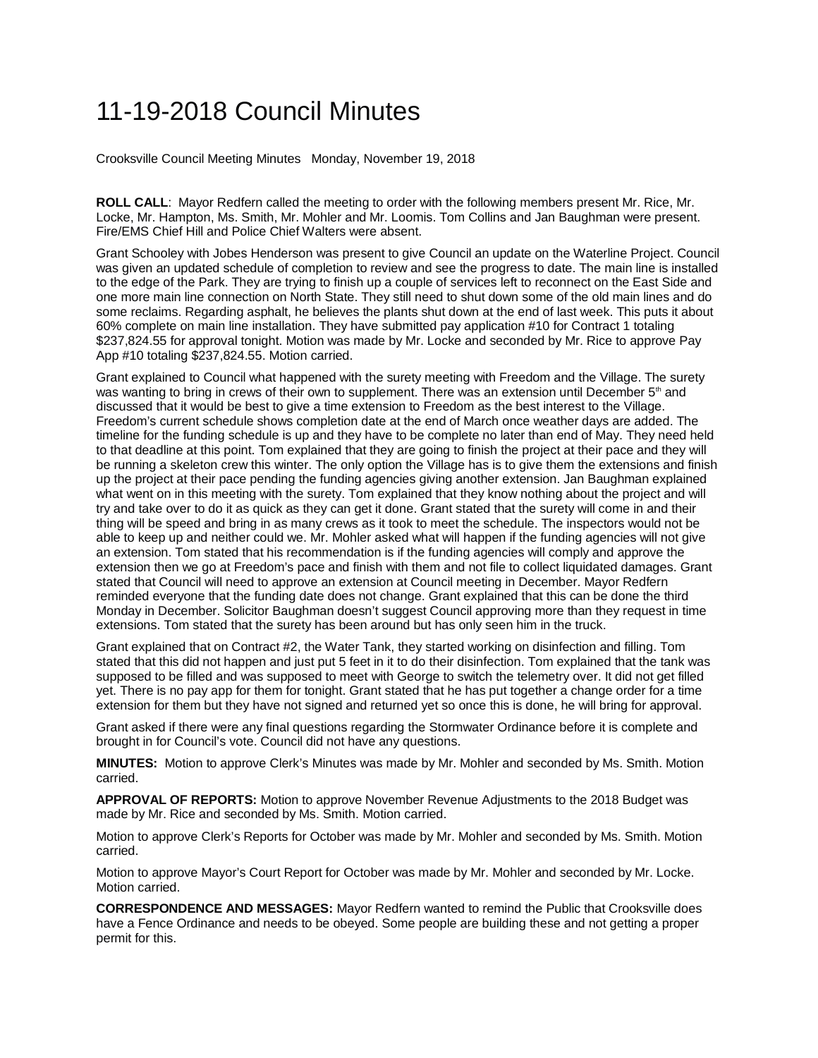# 11-19-2018 Council Minutes

Crooksville Council Meeting Minutes   Monday, November 19, 2018

**ROLL CALL**: Mayor Redfern called the meeting to order with the following members present Mr. Rice, Mr. Locke, Mr. Hampton, Ms. Smith, Mr. Mohler and Mr. Loomis. Tom Collins and Jan Baughman were present. Fire/EMS Chief Hill and Police Chief Walters were absent.

Grant Schooley with Jobes Henderson was present to give Council an update on the Waterline Project. Council was given an updated schedule of completion to review and see the progress to date. The main line is installed to the edge of the Park. They are trying to finish up a couple of services left to reconnect on the East Side and one more main line connection on North State. They still need to shut down some of the old main lines and do some reclaims. Regarding asphalt, he believes the plants shut down at the end of last week. This puts it about 60% complete on main line installation. They have submitted pay application #10 for Contract 1 totaling $237,824.55 for approval tonight. Motion was made by Mr. Locke and seconded by Mr. Rice to approve Pay App #10 totaling $237,824.55. Motion carried.

Grant explained to Council what happened with the surety meeting with Freedom and the Village. The surety was wanting to bring in crews of their own to supplement. There was an extension until December 5th and discussed that it would be best to give a time extension to Freedom as the best interest to the Village. Freedom's current schedule shows completion date at the end of March once weather days are added. The timeline for the funding schedule is up and they have to be complete no later than end of May. They need held to that deadline at this point. Tom explained that they are going to finish the project at their pace and they will be running a skeleton crew this winter. The only option the Village has is to give them the extensions and finish up the project at their pace pending the funding agencies giving another extension. Jan Baughman explained what went on in this meeting with the surety. Tom explained that they know nothing about the project and will try and take over to do it as quick as they can get it done. Grant stated that the surety will come in and their thing will be speed and bring in as many crews as it took to meet the schedule. The inspectors would not be able to keep up and neither could we. Mr. Mohler asked what will happen if the funding agencies will not give an extension. Tom stated that his recommendation is if the funding agencies will comply and approve the extension then we go at Freedom's pace and finish with them and not file to collect liquidated damages. Grant stated that Council will need to approve an extension at Council meeting in December. Mayor Redfern reminded everyone that the funding date does not change. Grant explained that this can be done the third Monday in December. Solicitor Baughman doesn't suggest Council approving more than they request in time extensions. Tom stated that the surety has been around but has only seen him in the truck.

Grant explained that on Contract #2, the Water Tank, they started working on disinfection and filling. Tom stated that this did not happen and just put 5 feet in it to do their disinfection. Tom explained that the tank was supposed to be filled and was supposed to meet with George to switch the telemetry over. It did not get filled yet. There is no pay app for them for tonight. Grant stated that he has put together a change order for a time extension for them but they have not signed and returned yet so once this is done, he will bring for approval.

Grant asked if there were any final questions regarding the Stormwater Ordinance before it is complete and brought in for Council's vote. Council did not have any questions.

**MINUTES:** Motion to approve Clerk's Minutes was made by Mr. Mohler and seconded by Ms. Smith. Motion carried.

**APPROVAL OF REPORTS:** Motion to approve November Revenue Adjustments to the 2018 Budget was made by Mr. Rice and seconded by Ms. Smith. Motion carried.

Motion to approve Clerk's Reports for October was made by Mr. Mohler and seconded by Ms. Smith. Motion carried.

Motion to approve Mayor's Court Report for October was made by Mr. Mohler and seconded by Mr. Locke. Motion carried.

**CORRESPONDENCE AND MESSAGES:** Mayor Redfern wanted to remind the Public that Crooksville does have a Fence Ordinance and needs to be obeyed. Some people are building these and not getting a proper permit for this.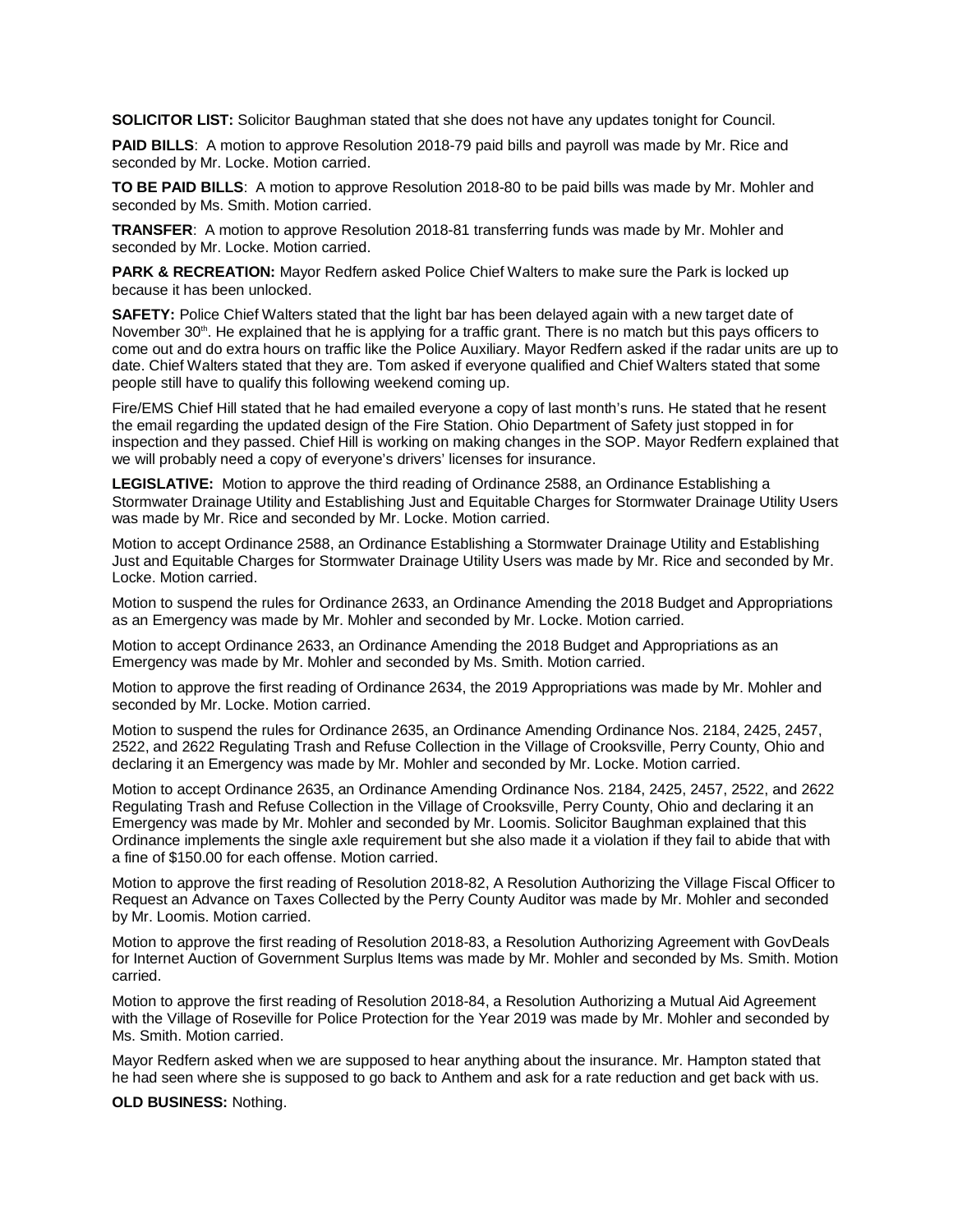**SOLICITOR LIST:** Solicitor Baughman stated that she does not have any updates tonight for Council.

**PAID BILLS**: A motion to approve Resolution 2018-79 paid bills and payroll was made by Mr. Rice and seconded by Mr. Locke. Motion carried.

**TO BE PAID BILLS**: A motion to approve Resolution 2018-80 to be paid bills was made by Mr. Mohler and seconded by Ms. Smith. Motion carried.

**TRANSFER**: A motion to approve Resolution 2018-81 transferring funds was made by Mr. Mohler and seconded by Mr. Locke. Motion carried.

**PARK & RECREATION:** Mayor Redfern asked Police Chief Walters to make sure the Park is locked up because it has been unlocked.

**SAFETY:** Police Chief Walters stated that the light bar has been delayed again with a new target date of November 30th. He explained that he is applying for a traffic grant. There is no match but this pays officers to come out and do extra hours on traffic like the Police Auxiliary. Mayor Redfern asked if the radar units are up to date. Chief Walters stated that they are. Tom asked if everyone qualified and Chief Walters stated that some people still have to qualify this following weekend coming up.

Fire/EMS Chief Hill stated that he had emailed everyone a copy of last month's runs. He stated that he resent the email regarding the updated design of the Fire Station. Ohio Department of Safety just stopped in for inspection and they passed. Chief Hill is working on making changes in the SOP. Mayor Redfern explained that we will probably need a copy of everyone's drivers' licenses for insurance.

**LEGISLATIVE:** Motion to approve the third reading of Ordinance 2588, an Ordinance Establishing a Stormwater Drainage Utility and Establishing Just and Equitable Charges for Stormwater Drainage Utility Users was made by Mr. Rice and seconded by Mr. Locke. Motion carried.

Motion to accept Ordinance 2588, an Ordinance Establishing a Stormwater Drainage Utility and Establishing Just and Equitable Charges for Stormwater Drainage Utility Users was made by Mr. Rice and seconded by Mr. Locke. Motion carried.

Motion to suspend the rules for Ordinance 2633, an Ordinance Amending the 2018 Budget and Appropriations as an Emergency was made by Mr. Mohler and seconded by Mr. Locke. Motion carried.

Motion to accept Ordinance 2633, an Ordinance Amending the 2018 Budget and Appropriations as an Emergency was made by Mr. Mohler and seconded by Ms. Smith. Motion carried.

Motion to approve the first reading of Ordinance 2634, the 2019 Appropriations was made by Mr. Mohler and seconded by Mr. Locke. Motion carried.

Motion to suspend the rules for Ordinance 2635, an Ordinance Amending Ordinance Nos. 2184, 2425, 2457, 2522, and 2622 Regulating Trash and Refuse Collection in the Village of Crooksville, Perry County, Ohio and declaring it an Emergency was made by Mr. Mohler and seconded by Mr. Locke. Motion carried.

Motion to accept Ordinance 2635, an Ordinance Amending Ordinance Nos. 2184, 2425, 2457, 2522, and 2622 Regulating Trash and Refuse Collection in the Village of Crooksville, Perry County, Ohio and declaring it an Emergency was made by Mr. Mohler and seconded by Mr. Loomis. Solicitor Baughman explained that this Ordinance implements the single axle requirement but she also made it a violation if they fail to abide that with a fine of $150.00 for each offense. Motion carried.

Motion to approve the first reading of Resolution 2018-82, A Resolution Authorizing the Village Fiscal Officer to Request an Advance on Taxes Collected by the Perry County Auditor was made by Mr. Mohler and seconded by Mr. Loomis. Motion carried.

Motion to approve the first reading of Resolution 2018-83, a Resolution Authorizing Agreement with GovDeals for Internet Auction of Government Surplus Items was made by Mr. Mohler and seconded by Ms. Smith. Motion carried.

Motion to approve the first reading of Resolution 2018-84, a Resolution Authorizing a Mutual Aid Agreement with the Village of Roseville for Police Protection for the Year 2019 was made by Mr. Mohler and seconded by Ms. Smith. Motion carried.

Mayor Redfern asked when we are supposed to hear anything about the insurance. Mr. Hampton stated that he had seen where she is supposed to go back to Anthem and ask for a rate reduction and get back with us.

**OLD BUSINESS:** Nothing.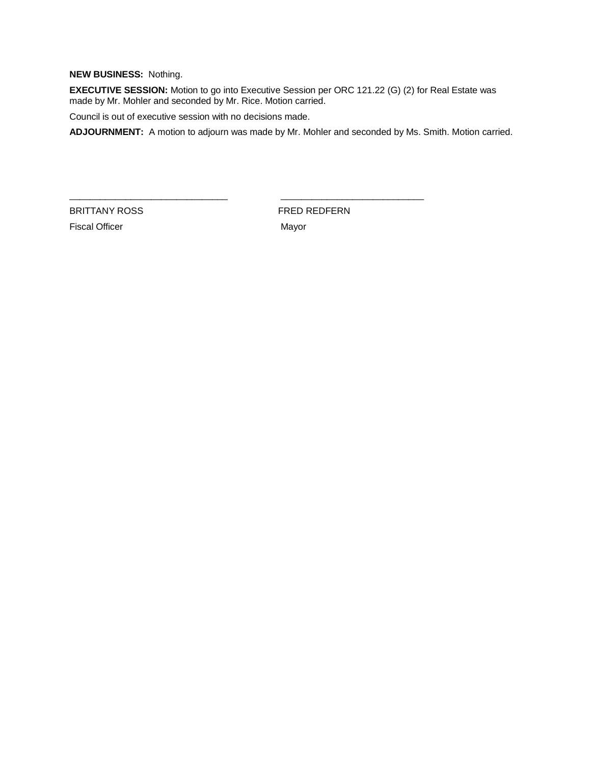**NEW BUSINESS:** Nothing.

**EXECUTIVE SESSION:** Motion to go into Executive Session per ORC 121.22 (G) (2) for Real Estate was made by Mr. Mohler and seconded by Mr. Rice. Motion carried.

Council is out of executive session with no decisions made.

**ADJOURNMENT:** A motion to adjourn was made by Mr. Mohler and seconded by Ms. Smith. Motion carried.

| | |
|---|---|
| _______________________________ | ____________________________ |
| BRITTANY ROSS | FRED REDFERN |
| Fiscal Officer | Mayor |